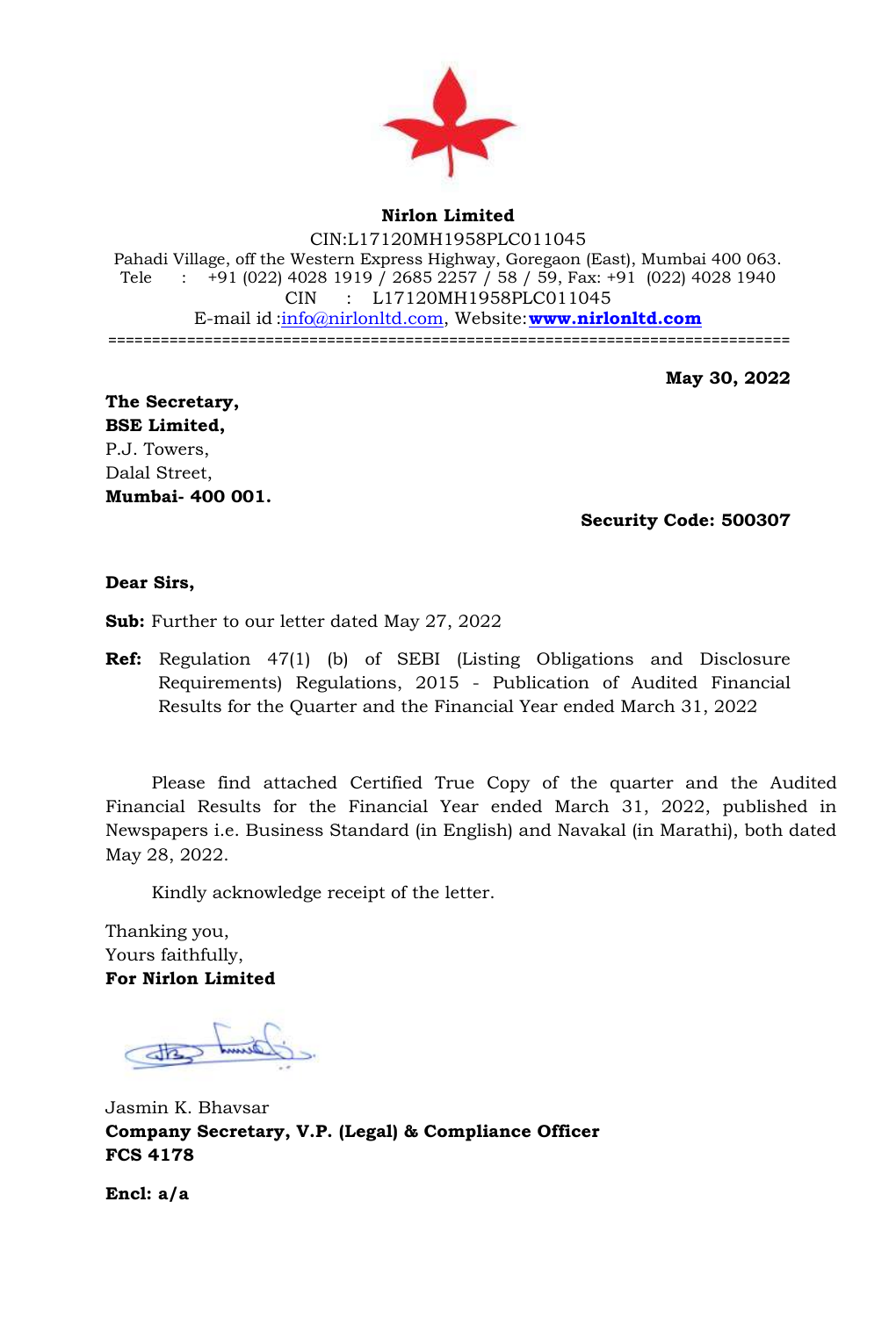**Nirlon Limited**

CIN:L17120MH1958PLC011045

Pahadi Village, off the Western Express Highway, Goregaon (East), Mumbai 400 063.

Tele : +91 (022) 4028 1919 / 2685 2257 / 58 / 59, Fax: +91 (022) 4028 1940

CIN : L17120MH1958PLC011045

E-mail id :info@nirlonltd.com, Website:**www.nirlonltd.com**

---

**May 30, 2022**

**The Secretary,**
**BSE Limited,**
P.J. Towers,
Dalal Street,
**Mumbai- 400 001.**

**Security Code: 500307**

**Dear Sirs,**

**Sub:** Further to our letter dated May 27, 2022

**Ref:** Regulation 47(1) (b) of SEBI (Listing Obligations and Disclosure Requirements) Regulations, 2015 - Publication of Audited Financial Results for the Quarter and the Financial Year ended March 31, 2022

Please find attached Certified True Copy of the quarter and the Audited Financial Results for the Financial Year ended March 31, 2022, published in Newspapers i.e. Business Standard (in English) and Navakal (in Marathi), both dated May 28, 2022.

Kindly acknowledge receipt of the letter.

Thanking you,
Yours faithfully,
**For Nirlon Limited**

Jasmin K. Bhavsar
**Company Secretary, V.P. (Legal) & Compliance Officer**
**FCS 4178**

**Encl: a/a**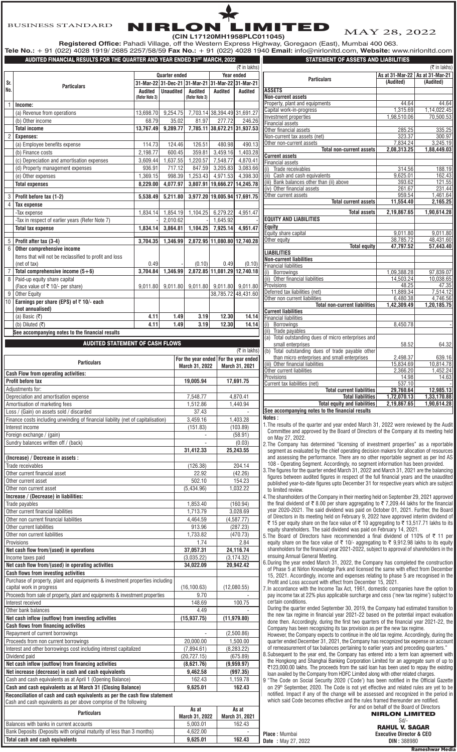# NIRLON LIMITED

**(CIN L17120MH1958PLC011045)**

**Registered Office:** Pahadi Village, off the Western Express Highway, Goregaon (East), Mumbai 400 063.

**Tele No.:** + 91 (022) 4028 1919/ 2685 2257/58/59 **Fax No.:** + 91 (022) 4028 1940 **Email:** info@nirlonltd.com, **Website:** www.nirlonltd.com

## AUDITED FINANCIAL RESULTS FOR THE QUARTER AND YEAR ENDED 31ST MARCH, 2022

(₹ in lakhs)

| Sr. No. | Particulars | Quarter ended | | | Year ended | |
|---|---|---|---|---|---|---|
| | | 31-Mar-22 | 31-Dec-21 | 31-Mar-21 | 31-Mar-22 | 31-Mar-21 |
| | | Audited (Refer Note 3) | Unaudited | Audited (Refer Note 3) | Audited | Audited |
| 1 | **Income:** | | | | | |
| | (a) Revenue from operations | 13,698.70 | 9,254.75 | 7,703.14 | 38,394.49 | 31,691.27 |
| | (b) Other income | 68.79 | 35.02 | 81.97 | 277.72 | 246.26 |
| | **Total income** | **13,767.49** | **9,289.77** | **7,785.11** | **38,672.21** | **31,937.53** |
| 2 | **Expenses:** | | | | | |
| | (a) Employee benefits expense | 114.73 | 124.46 | 126.51 | 480.98 | 490.13 |
| | (b) Finance costs | 2,198.77 | 600.45 | 359.81 | 3,459.16 | 1,403.28 |
| | (c) Depreciation and amortisation expenses | 3,609.44 | 1,637.55 | 1,220.57 | 7,548.77 | 4,870.41 |
| | (d) Property management expenses | 936.91 | 717.12 | 847.59 | 3,205.83 | 3,083.66 |
| | (e) Other expenses | 1,369.15 | 998.39 | 1,253.43 | 4,971.53 | 4,398.30 |
| | **Total expenses** | **8,229.00** | **4,077.97** | **3,807.91** | **19,666.27** | **14,245.78** |
| 3 | **Profit before tax (1-2)** | **5,538.49** | **5,211.80** | **3,977.20** | **19,005.94** | **17,691.75** |
| 4 | **Tax expense** | | | | | |
| | -Tax expense | 1,834.14 | 1,854.19 | 1,104.25 | 6,279.22 | 4,951.47 |
| | -Tax in respect of earlier years (Refer Note 7) | - | 2,010.62 | - | 1,645.92 | - |
| | **Total tax expense** | **1,834.14** | **3,864.81** | **1,104.25** | **7,925.14** | **4,951.47** |
| 5 | **Profit after tax (3-4)** | **3,704.35** | **1,346.99** | **2,872.95** | **11,080.80** | **12,740.28** |
| 6 | **Other comprehensive income** | | | | | |
| | Items that will not be reclassified to profit and loss (net of tax) | 0.49 | - | (0.10) | 0.49 | (0.10) |
| 7 | **Total comprehensive income (5+6)** | **3,704.84** | **1,346.99** | **2,872.85** | **11,081.29** | **12,740.18** |
| 8 | Paid-up equity share capital (Face value of ₹ 10/- per share) | 9,011.80 | 9,011.80 | 9,011.80 | 9,011.80 | 9,011.80 |
| 9 | Other Equity | | | | 38,785.72 | 48,431.60 |
| 10 | **Earnings per share (EPS) of ₹ 10/- each (not annualised)** | | | | | |
| | (a) Basic (₹) | **4.11** | **1.49** | **3.19** | **12.30** | **14.14** |
| | (b) Diluted (₹) | **4.11** | **1.49** | **3.19** | **12.30** | **14.14** |

**See accompanying notes to the financial results**

## AUDITED STATEMENT OF CASH FLOWS

(₹ in lakhs)

| Particulars | For the year ended March 31, 2022 | For the year ended March 31, 2021 |
|---|---|---|
| **Cash Flow from operating activities:** | | |
| **Profit before tax** | **19,005.94** | **17,691.75** |
| Adjustments for: | | |
| Depreciation and amortisation expense | 7,548.77 | 4,870.41 |
| Amortisation of marketing fees | 1,512.86 | 1,440.94 |
| Loss / (Gain) on assets sold / discarded | 37.43 | - |
| Finance costs including unwinding of financial liability (net of capitalisation) | 3,459.16 | 1,403.28 |
| Interest income | (151.83) | (103.89) |
| Foreign exchange / (gain) | - | (58.91) |
| Sundry balances written off / (back) | - | (0.03) |
| | **31,412.33** | **25,243.55** |
| **(Increase) / Decrease in assets :** | | |
| Trade receivables | (126.38) | 204.14 |
| Other current financial asset | 22.92 | (42.26) |
| Other current asset | 502.10 | 154.23 |
| Other non current asset | (5,434.96) | 1,032.22 |
| **Increase / (Decrease) in liabilities:** | | |
| Trade payables | 1,853.40 | (160.94) |
| Other current financial liabilities | 1,713.79 | 3,028.69 |
| Other non current financial liabilities | 4,464.59 | (4,587.77) |
| Other current liabilities | 913.96 | (287.23) |
| Other non current liabilities | 1,733.82 | (470.73) |
| Provisions | 1.74 | 2.84 |
| **Net cash flow from/(used) in operations** | **37,057.31** | **24,116.74** |
| Income taxes paid | (3,035.22) | (3,174.32) |
| **Net cash flow from/(used) in operating activities** | **34,022.09** | **20,942.42** |
| **Cash flows from investing activities** | | |
| Purchase of property, plant and equipments & investment properties including capital work in progress | (16,100.63) | (12,080.55) |
| Proceeds from sale of property, plant and equipments & investment properties | 9.70 | - |
| Interest received | 148.69 | 100.75 |
| Other bank balances | 4.49 | - |
| **Net cash inflow (outflow) from investing activities** | **(15,937.75)** | **(11,979.80)** |
| **Cash flows from financing activities** | | |
| Repayment of current borrowings | - | (2,500.86) |
| Proceeds from non current borrowings | 20,000.00 | 1,500.00 |
| Interest and other borrowings cost including interest capitalized | (7,894.61) | (8,283.22) |
| Dividend paid | (20,727.15) | (675.89) |
| **Net cash inflow (outflow) from financing activities** | **(8,621.76)** | **(9,959.97)** |
| **Net increase (decrease) in cash and cash equivalents** | **9,462.58** | **(997.35)** |
| Cash and cash equivalents as at April 1 (Opening Balance) | 162.43 | 1,159.78 |
| **Cash and cash equivalents as at March 31 (Closing Balance)** | **9,625.01** | **162.43** |

**Reconciliation of cash and cash equivalents as per the cash flow statement**

Cash and cash equivalents as per the above comprise of the following

| Particulars | As at March 31, 2022 | As at March 31, 2021 |
|---|---|---|
| Balances with banks in current accounts | 5,003.01 | 162.43 |
| Bank Deposits (Deposits with original maturity of less than 3 months) | 4,622.00 | - |
| **Total cash and cash equivalents** | **9,625.01** | **162.43** |

## STATEMENT OF ASSETS AND LIABILITIES

(₹ in lakhs)

| Particulars | As at 31-Mar-22 (Audited) | As at 31-Mar-21 (Audited) |
|---|---|---|
| **ASSETS** | | |
| **Non-current assets** | | |
| Property, plant and equipments | 44.64 | 44.64 |
| Capital work-in-progress | 1,315.69 | 1,14,022.45 |
| Investment properties | 1,98,510.06 | 70,500.53 |
| Financial assets | | |
| Other financial assets | 285.25 | 335.25 |
| Non-current tax assets (net) | 323.37 | 300.97 |
| Other non-current assets | 7,834.24 | 3,245.19 |
| **Total non-current assets** | **2,08,313.25** | **1,88,449.03** |
| **Current assets** | | |
| Financial assets | | |
| (i) Trade receivables | 314.56 | 188.19 |
| (ii) Cash and cash equivalents | 9,625.01 | 162.43 |
| (iii) Bank balances other than (ii) above | 393.62 | 121.55 |
| (iv) Other financial assets | 261.67 | 231.44 |
| Other current assets | 959.54 | 1,461.64 |
| **Total current assets** | **11,554.40** | **2,165.25** |
| **Total assets** | **2,19,867.65** | **1,90,614.28** |
| **EQUITY AND LIABILITIES** | | |
| **Equity** | | |
| Equity share capital | 9,011.80 | 9,011.80 |
| Other equity | 38,785.72 | 48,431.60 |
| **Total equity** | **47,797.52** | **57,443.40** |
| **LIABILITIES** | | |
| **Non-current liabilities** | | |
| Financial liabilities | | |
| (i) Borrowings | 1,09,388.28 | 97,839.07 |
| (ii) Other financial liabilities | 14,503.24 | 10,038.65 |
| Provisions | 48.25 | 47.35 |
| Deferred tax liabilities (net) | 11,889.34 | 7,514.12 |
| Other non current liabilities | 6,480.38 | 4,746.56 |
| **Total non-current liabilities** | **1,42,309.49** | **1,20,185.75** |
| **Current liabilities** | | |
| Financial liabilities | | |
| (i) Borrowings | 8,450.78 | - |
| (ii) Trade payables | | |
| (a) Total outstanding dues of micro enterprises and small enterprises | 58.52 | 64.32 |
| (b) Total outstanding dues of trade payable other than micro enterprises and small enterprises | 2,498.37 | 639.16 |
| (iii) Other financial liabilities | 15,834.69 | 10,814.78 |
| Other current liabilities | 2,366.20 | 1,452.24 |
| Provisions | 14.98 | 14.63 |
| Current tax liabilities (net) | 537.10 | - |
| **Total current liabilities** | **29,760.64** | **12,985.13** |
| **Total liabilities** | **1,72,070.13** | **1,33,170.88** |
| **Total equity and liabilities** | **2,19,867.65** | **1,90,614.28** |

**See accompanying notes to the financial results**

**Notes :**

1. The results of the quarter and year ended March 31, 2022 were reviewed by the Audit Committee and approved by the Board of Directors of the Company at its meeting held on May 27, 2022.
2. The Company has determined "licensing of investment properties" as a reportable segment as evaluated by the chief operating decision makers for allocation of resources and assessing the performance. There are no other reportable segment as per Ind AS 108 - Operating Segment. Accordingly, no segment information has been provided.
3. The figures for the quarter ended March 31, 2022 and March 31, 2021 are the balancing figures between audited figures in respect of the full financial years and the unaudited published year-to-date figures upto December 31 for respective years which are subject to limited review.
4. The shareholders of the Company in their meeting held on September 29, 2021 approved the final dividend of ₹ 8.00 per share aggregating to ₹ 7,209.44 lakhs for the financial year 2020-2021. The said dividend was paid on October 01, 2021. Further, the Board of Directors in its meeting held on February 9, 2022 have approved interim dividend of ₹ 15 per equity share on the face value of ₹ 10 aggregating to ₹ 13,517.71 lakhs to its equity shareholders. The said dividend was paid on February 14, 2021.
5. The Board of Directors have recommended a final dividend of 110% of ₹ 11 per equity share on the face value of ₹ 10/- aggregating to ₹ 9,912.98 lakhs to its equity shareholders for the financial year 2021-2022, subject to approval of shareholders in the ensuing Annual General Meeting.
6. During the year ended March 31, 2022, the Company has completed the construction of Phase 5 at Nirlon Knowledge Park and licensed the same with effect from December 15, 2021. Accordingly, income and expenses relating to phase 5 are recognised in the Profit and Loss account with effect from December 15, 2021.
7. In accordance with the Income Tax Act, 1961, domestic companies have the option to pay income tax at 22% plus applicable surcharge and cess ('new tax regime') subject to certain conditions.

   During the quarter ended September 30, 2019, the Company had estimated transition to the new tax regime in financial year 2021-22 based on the potential impact evaluation done then. Accordingly, during the first two quarters of the financial year 2021-22, the Company has been recognizing its tax provision as per the new tax regime.

   However, the Company expects to continue in the old tax regime. Accordingly, during the quarter ended December 31, 2021, the Company has recognized tax expense on account of remeasurement of tax balances pertaining to earlier years and preceding quarters."
8. Subsequent to the year end, the Company has entered into a term loan agreement with the Hongkong and Shanghai Banking Corporation Limited for an aggregate sum of up to ₹123,000.00 lakhs. The proceeds from the said loan has been used to repay the existing loan availed by the Company from HDFC Limited along with other related charges.
9. "The Code on Social Security 2020 ('Code') has been notified in the Official Gazette on 29th September, 2020. The Code is not yet effective and related rules are yet to be notified. Impact if any of the change will be assessed and recognized in the period in which said Code becomes effective and the rules framed thereunder are notified.

For and on behalf of the Board of Directors

**NIRLON LIMITED**

Sd/-

**RAHUL V. SAGAR**

**Executive Director & CEO**

**DIN :** 388980

**Place :** Mumbai

**Date :** May 27, 2022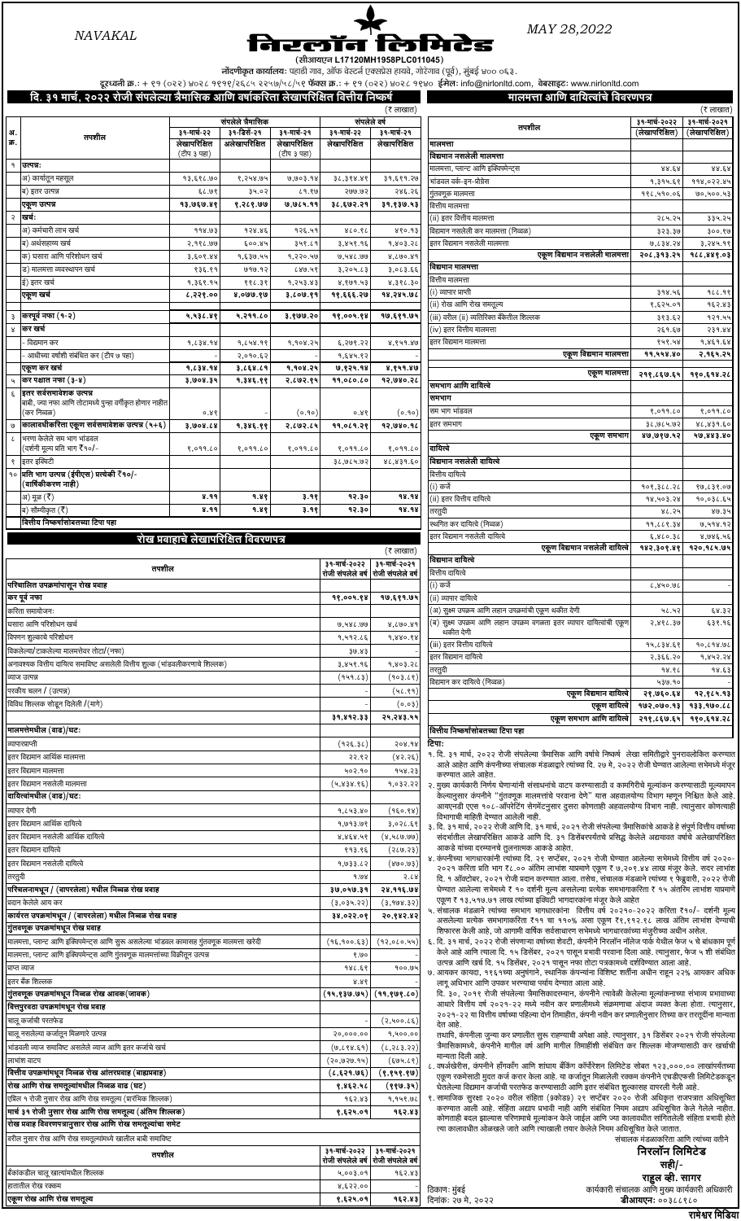NAVAKAL

MAY 28,2022

# निरलॉन लिमिटेड

(सीआयएन L17120MH1958PLC011045)

नोंदणीकृत कार्यालय: पहाडी गाव, ऑफ वेस्टर्न एक्सप्रेस हायवे, गोरेगाव (पूर्व), मुंबई ४०० ०६३.

दूरध्वनी क्र.: + ९१ (०२२) ४०२८ १९१९/२६८५ २२५७/५८/५९ फॅक्स क्र.: + ९१ (०२२) ४०२८ १९४० ईमेल: info@nirlonltd.com, वेबसाइट: www.nirlonltd.com

## दि. ३१ मार्च, २०२२ रोजी संपलेल्या त्रैमासिक आणि वर्षाकरिता लेखापरिक्षित वित्तीय निष्कर्ष

(₹ लाखात)

| अ. क्र. | तपशील | संपलेले त्रैमासिक | | | संपलेले वर्ष | |
|---|---|---|---|---|---|---|
| | | ३१-मार्च-२२ | ३१-डिसें-२१ | ३१-मार्च-२१ | ३१-मार्च-२२ | ३१-मार्च-२१ |
| | | लेखापरिक्षित (टीप ३ पहा) | अलेखापरिक्षित | लेखापरिक्षित (टीप ३ पहा) | लेखापरिक्षित | लेखापरिक्षित |
| १ | उत्पन्न: | | | | | |
| | अ) कार्यातून महसूल | १३,६९८.७० | ९,२५४.७५ | ७,७०३.९८ | ३८,३९४.४९ | ३१,६९१.२७ |
| | ब) इतर उत्पन्न | ६८.७९ | ३५.०२ | ८१.९७ | २७७.७२ | २४६.२६ |
| | एकूण उत्पन्न | १३,७६७.४९ | ९,२८९.७७ | ७,७८५.९९ | ३८,६७२.२१ | ३१,९३७.५३ |
| २ | खर्च: | | | | | |
| | अ) कर्मचारी लाभ खर्च | ११४.७३ | १२४.४६ | १२६.५१ | ४८०.९८ | ४९०.१३ |
| | ब) अर्थसहाय्य खर्च | २,९१८.७७ | ६००.४५ | ३५१.८१ | ३,४५१.१६ | १,४०३.२८ |
| | क) घसारा आणि परिशोधन खर्च | ३,६०९.४४ | १,६३७.५५ | १,२२०.५७ | ७,५४८.७७ | ४,८७०.४१ |
| | ड) मालमत्ता व्यवस्थापन खर्च | १३६.९१ | ७५१.१२ | ८७७.५९ | ३,२०५.८३ | ३,०८३.६६ |
| | ई) इतर खर्च | १,३६९.१५ | ९९८.३१ | १,२५३.४३ | ४,९७१.५३ | ४,३९८.३० |
| | एकूण खर्च | ८,२२९.०० | ४,०७७.९७ | ३,८०७.९१ | १९,६६६.२७ | १४,२५४.७८ |
| ३ | करपूर्व नफा (१-२) | ५,५३८.४९ | ५,२११.८० | ३,९७७.२० | १९,००५.९४ | १७,६९१.७५ |
| ४ | कर खर्च | | | | | |
| | - विद्यमान कर | १,८३४.१४ | १,८५४.९९ | १,१०४.२५ | ६,२७९.२२ | ४,९११.४७ |
| | - आधीच्या वर्षांशी संबंधित कर (टीप ७ पहा) | | २,०१०.६२ | | १,६४५.९२ | |
| | एकूण कर खर्च | १,८३४.१४ | ३,८६५.६१ | १,१०४.२५ | ७,९२५.१४ | ४,९११.४७ |
| ५ | कर पश्चात नफा (३-४) | ३,७०४.३५ | १,३४६.१९ | २,८७२.९५ | ११,०८०.८० | १२,७८०.२८ |
| ६ | इतर सर्वसमावेशक उत्पन्न<br>बाबी, ज्या नफा आणि तोटामध्ये पुन्हा वर्गीकृत होणार नाहीत (कर निव्वळ) | ०.४९ | | (०.१०) | ०.४९ | (०.१०) |
| ७ | कालावधीकरिता एकूण सर्वसमावेशक उत्पन्न (५+६) | ३,७०४.८४ | १,३४६.१९ | २,८७२.८५ | ११,०८१.२९ | १२,७८०.१८ |
| ८ | भरणा केलेले सम भाग भांडवल (दर्शनी मूल्य प्रति भाग ₹१०/- | ९,०११.८० | ९,०११.८० | ९,०११.८० | ९,०११.८० | ९,०११.८० |
| ९ | इतर इक्विटी | | | | ३८,७८५.७२ | ४८,८३९.६० |
| १० | प्रति भाग उत्पन्न (ईपीएस) प्रत्येकी ₹१०/- (वार्षिकीकरण नाही) | | | | | |
| | अ) मूळ (₹) | ४.११ | १.४९ | ३.१९ | १२.३० | १४.१८ |
| | ब) सौम्यीकृत (₹) | ४.११ | १.४९ | ३.१९ | १२.३० | १४.१८ |
| | वित्तीय निष्कर्षांसोबतच्या टिपा पहा | | | | | |

## रोख प्रवाहाचे लेखापरिक्षित विवरणपत्र

(₹ लाखात)

| तपशील | ३१-मार्च-२०२२ रोजी संपलेले वर्ष | ३१-मार्च-२०२१ रोजी संपलेले वर्ष |
|---|---|---|
| **परिचालित उपक्रमांपासून रोख प्रवाह** | | |
| कर पूर्व नफा | १९,००५.९४ | १७,६९१.७५ |
| करिता समायोजनः | | |
| घसारा आणि परिशोधन खर्च | ७,५४८.७७ | ४,८७०.४१ |
| विपणन शुल्काचे परिशोधन | १,५१२.८६ | १,४४०.१४ |
| विकलेल्या/टाकलेल्या मालमत्तेवर तोटा/(नफा) | ३७.४३ | - |
| अनावश्यक वित्तीय दायित्वे समाविष्ट असलेली वित्तीय शुल्क (भांडवलीकरणाचे शिलक) | ३,४५१.१६ | १,४०३.२८ |
| व्याज उत्पन्न | (१५१.६३) | (१०३.८१) |
| परकीय चलन / (उत्पन्न) | - | (५८.९१) |
| विविध शिलक सोडून दिलेली / (मागे) | - | (०.०३) |
| | ३१,४१२.३३ | २५,२४३.९५ |
| **मालमत्तेमधील (वाढ)/घट:** | | |
| व्यापारप्राप्ती | (१२६.३८) | २०४.१४ |
| इतर विद्यमान आर्थिक मालमत्ता | २२.१२ | (४२.२६) |
| इतर विद्यमान मालमत्ता | ४०२.५० | १५४.२३ |
| इतर विद्यमान नसलेली मालमत्ता | (५,४३४.१६) | १,०३२.२२ |
| **दायित्वांमधील (वाढ)/घट:** | | |
| व्यापार देणी | १,८५३.४० | (१६०.९४) |
| इतर विद्यमान आर्थिक दायित्वे | १,७१३.७९ | ३,०२८.६१ |
| इतर विद्यमान नसलेली आर्थिक दायित्वे | ४,४६४.५९ | (४,५८७.७७) |
| इतर विद्यमान दायित्वे | ९१३.१६ | (२८७.२३) |
| इतर विद्यमान नसलेली दायित्वे | १,७३३.८२ | (४७०.५३) |
| तरतुदी | १.७४ | २.८४ |
| परिचालनामधून / (वापरलेला) मधील निव्वळ रोख प्रवाह | ३७,०५७.३१ | २५,११६.७४ |
| प्रदान केलेले आय कर | (३,०३५.२२) | (३,१७४.३२) |
| कार्यरत उपक्रमांमधून / (वापरलेला) मधील निव्वळ रोख प्रवाह | ३४,०२२.०९ | २०,१४२.४२ |
| **गुंतवणूक उपक्रमांमधून रोख प्रवाह** | | |
| मालमत्ता, प्लान्ट आणि इक्विपमेन्ट्स आणि सुरू असलेल्या भांडवल कामासह गुंतवणूक मालमत्ता खरेदी | (१६,१००.६३) | (१२,०८०.५५) |
| मालमत्ता, प्लान्ट आणि इक्विपमेन्ट्स आणि गुंतवणूक मालमत्तांच्या विक्रीतून उत्पन्न | १.१० | - |
| प्राप्त व्याज | १४८.६१ | १००.१५ |
| इतर बँक शिलक | ४.४१ | - |
| गुंतवणूक उपक्रमांमधून निव्वळ रोख आवक(जावक) | (१५,९३७.७५) | (११,९०९.०) |
| **वित्तपुरवठा उपक्रमांमधून रोख प्रवाह** | | |
| चालू कर्जाची परतफेड | - | (२,१००.८६) |
| चालू नसलेल्या कर्जातून मिळणारे उत्पन्न | २०,०००.०० | १,५००.०० |
| भांडवली व्याज समाविष्ट असलेले व्याज आणि इतर कर्जाचे खर्च | (७,८१४.६१) | (८,२८३.२२) |
| लाभांश वाटप | (२०,३२७.१५) | (६७५.८१) |
| वित्तीय उपक्रमांमधून निव्वळ रोख अंतरप्रवाह (बाह्यप्रवाह) | (८,६२१.७६) | (९,५५१.९७) |
| रोख आणि रोख समतूल्यांमधील निव्वळ वाढ (घट) | ९,४६२.५८ | (११९.३५) |
| एप्रिल १ रोजी नुसार रोख आणि रोख समतूल्य (प्रारंभिक शिलक) | १६२.४३ | १,१५१.७८ |
| मार्च ३१ रोजी नुसार रोख आणि रोख समतूल्य (अंतिम शिलक) | ९,६२५.०१ | १६२.४३ |
| **रोख प्रवाह विवरणपत्रानुसार रोख आणि रोख समतूल्यांचा समेट** | | |
| वरील नुसार रोख आणि रोख समतूल्यांमध्ये खालील बाबी समाविष्ट | | |

| तपशील | ३१-मार्च-२०२२ रोजी संपलेले वर्ष | ३१-मार्च-२०२१ रोजी संपलेले वर्ष |
|---|---|---|
| बँकेकडील चालू खात्यांमधील शिलक | ५,००३.०१ | १६२.४३ |
| हातातील रोख रक्कम | ४,६२२.०० | - |
| एकूण रोख आणि रोख समतूल्य | ९,६२५.०१ | १६२.४३ |

## मालमत्ता आणि दायित्वांचे विवरणपत्र

(₹ लाखात)

| तपशील | ३१-मार्च-२०२२ (लेखापरिक्षित) | ३१-मार्च-२०२१ (लेखापरिक्षित) |
|---|---|---|
| **मालमत्ता** | | |
| **विद्यमान नसलेली मालमत्ता** | | |
| मालमत्ता, प्लान्ट आणि इक्विपमेन्ट्स | ४४.६४ | ४४.६४ |
| भांडवल वर्क-इन-प्रोग्रेस | ९,३९५.६९ | ११४,०२२.४५ |
| गुंतवणूक मालमत्ता | १९८,५१०.०६ | ७०,५००.५३ |
| वित्तीय मालमत्ता | | |
| (ii) इतर वित्तीय मालमत्ता | २८५.२५ | ३३५.२५ |
| विद्यमान नसलेली कर मालमत्ता (निव्वळ) | ३२३.३७ | ३००.९७ |
| इतर विद्यमान नसलेली मालमत्ता | ७,८३४.२४ | ३,२४५.११ |
| **एकूण विद्यमान नसलेली मालमत्ता** | २०८,३९३.२५ | १८८,४४९.०३ |
| **विद्यमान मालमत्ता** | | |
| वित्तीय मालमत्ता | | |
| (i) व्यापार प्राप्ती | ३१४.१६ | १८८.११ |
| (ii) रोख आणि रोख समतूल्य | ९,६२५.०१ | १६२.४३ |
| (iii) वरील (ii) व्यतिरिक्त बँकेतील शिलक | ३१३.६२ | १२१.५५ |
| (iv) इतर वित्तीय मालमत्ता | २६१.६७ | २३१.४४ |
| इतर विद्यमान मालमत्ता | १५१.१४ | १,४६१.६४ |
| **एकूण विद्यमान मालमत्ता** | ११,१५४.४० | २,१६५.२५ |
| **एकूण मालमत्ता** | २१९,६४७.६५ | १९०,६१४.२८ |
| **समभाग आणि दायित्वे** | | |
| **समभाग** | | |
| सम भाग भांडवल | ९,०११.८० | ९,०११.८० |
| इतर समभाग | ३८,७८५.७२ | ४८,८३१.६० |
| **एकूण समभाग** | ४७,७१७.५२ | ५७,८४३.४० |
| **दायित्वे** | | |
| **विद्यमान नसलेली दायित्वे** | | |
| वित्तीय दायित्वे | | |
| (i) कर्जे | १०९,३८८.२८ | ७७,८३१.०७ |
| (ii) इतर वित्तीय दायित्वे | १४,५०३.२४ | १०,०३८.६५ |
| तरतुदी | ४८.२५ | ४७.३५ |
| स्थगित कर दायित्वे (निव्वळ) | ११,८८१.३४ | ७,५१४.१२ |
| इतर विद्यमान नसलेली दायित्वे | ६,४८०.३८ | ५,७४६.५६ |
| **एकूण विद्यमान नसलेली दायित्वे** | १४२,३०१.४१ | १२०,९८५.७५ |
| **विद्यमान दायित्वे** | | |
| वित्तीय दायित्वे | | |
| (i) कर्जे | ८,४५०.७८ | - |
| (ii) व्यापार देणी | | |
| (अ) सूक्ष्म उपक्रम आणि लहान उपक्रमांची एकूण थकीत देणी | ५८.५२ | ६४.३२ |
| (ब) सूक्ष्म उपक्रम आणि लहान उपक्रम वगळता इतर व्यापार दायित्वांची एकूण थकीत देणी | २,४९८.३७ | ६३९.१६ |
| (iii) इतर वित्तीय दायित्वे | १५,८३४.६१ | १०,८१४.७८ |
| इतर विद्यमान दायित्वे | २,३६६.२० | १,४५२.२४ |
| तरतुदी | १४.९८ | १४.६३ |
| विद्यमान कर दायित्वे (निव्वळ) | ५३७.५० | - |
| **एकूण विद्यमान दायित्वे** | २९,७६०.६४ | १२,९८५.१३ |
| **एकूण दायित्वे** | १७२,०७०.१३ | १३३,७७०.८८ |
| **एकूण समभाग आणि दायित्वे** | २१९,६४७.६५ | १९०,६१४.२८ |
| वित्तीय निष्कर्षांसोबतच्या टिपा पहा | | |

**टिपा:**

१. दि. ३१ मार्च, २०२२ रोजी संपलेल्या त्रैमासिक आणि वर्षाचे निष्कर्ष लेखा समितीद्वारे पुनरावलोकित करण्यात आले आहेत आणि कंपनीच्या संचालक मंडळाद्वारे त्यांच्या दि. २७ मे, २०२२ रोजी घेण्यात आलेल्या सभेमध्ये मंजूर करण्यात आले आहेत.

२. मुख्य कार्यकारी निर्णय घेणाऱ्यांनी संसाधनांचे वाटप करण्यासाठी व कामगिरीचे मूल्यांकन करण्यासाठी मूल्यमापन केल्यानुसार कंपनीने "गुंतवणूक मालमत्तांचे परवाना देणे" याला अहवालयोग्य विभाग म्हणून निश्चित केले आहे. आयएनडी एएस १०८-ऑपरेटिंग सेगमेंटनुसार दुसरा कोणताही अहवालयोग्य विभाग नाही. त्यानुसार कोणत्याही विभागाची माहिती देण्यात आलेली नाही.

३. दि. ३१ मार्च, २०२२ रोजी आणि दि. ३१ मार्च, २०२१ रोजी संपलेल्या त्रैमासिकाचे आकडे हे संपूर्ण वित्तीय वर्षाच्या संदर्भातील लेखापरिक्षित आकडे आणि दि. ३१ डिसेंबरपर्यंतचे प्रसिद्ध केलेले अवधायवत वर्षाचे अलेखापरिक्षित आकडे यांच्या दरम्यानचे तुलनात्मक आकडे आहेत.

४. कंपनीच्या भागधारकांनी त्यांच्या दि. २१ सप्टेंबर, २०२१ रोजी घेण्यात आलेल्या सभेमध्ये वित्तीय वर्ष २०२०-२०२१ करिता प्रति भाग ₹८.०० अंतिम लाभांश याप्रमाणे एकूण ₹ ७,२०९.४४ लाख मंजूर केले. सदर लाभांश दि. १ ऑक्टोबर, २०२१ रोजी प्रदान करण्यात आला. तसेच, संचालक मंडळाने त्यांच्या ९ फेब्रुवारी, २०२२ रोजी घेण्यात आलेल्या सभेमध्ये प्रत्येकी ₹ १० दर्शनी मूल्य असलेल्या प्रत्येक समभागाकरिता ₹ १५ अंतरिम लाभांश याप्रमाणे एकूण ₹ १३,५१७.७१ लाख त्यांच्या इक्विटी भागधारकांना मंजूर केले आहेत.

५. संचालक मंडळाने त्यांच्या समभाग भागधारकांना वित्तीय वर्ष २०२१-२०२२ करिता ₹१०/- दर्शनी मूल्य असलेल्या प्रत्येक समभागाकरिता ₹११ या ११०% असा एकूण ₹९,९१२.९८ लाख अंतिम लाभांश देण्याची शिफारस केली आहे, जो आगामी वार्षिक सर्वसाधारण सभेमध्ये भागधारकांच्या मंजुरीच्या अधीन असेल.

६. दि. ३१ मार्च, २०२२ रोजी संपलेल्या वर्षाच्या दरम्यान, कंपनीने निरलॉन नॉलेज पार्क येथील फेज ५ चे बांधकाम पूर्ण केले आहे आणि त्याला दि. १५ डिसेंबर, २०२१ पासून प्रभावी परवाना दिला आहे. त्यानुसार, फेज ५ शी संबंधित उत्पन्न आणि खर्च दि. १५ डिसेंबर, २०२१ पासून नफा तोटा पत्रकामध्ये दर्शवण्यात आला आहे.

७. आयकर कायदा, १९६१च्या अनुषंगाने, स्थानिक कंपन्यांना विशिष्ट शर्तींना अधीन राहून २२% आयकर अधिक लागू अधिभार आणि उपकर भरण्याचा पर्याय देण्यात आला आहे.
दि. ३०, २०१९ रोजी संपलेल्या त्रैमासिकादरम्यान, कंपनीने त्यावेळी केलेल्या मूल्यांकनाच्या संभाव्य प्रभावाच्या आधारे वित्तीय वर्ष २०२१-२२ मध्ये नवीन कर प्रणालीमध्ये संक्रमणाचा अंदाज व्यक्त केला होता. त्यानुसार, २०२१-२२ या वित्तीय वर्षाच्या पहिल्या तीन तिमाहीत, कंपनीने नवीन कर प्रणालीनुसार तिच्या कर तरतुदींना मान्यता देत आहे.
तथापि, कंपनीला जुन्या कर प्रणाली सुरू राहण्याची अपेक्षा आहे. त्यानुसार, ३१ डिसेंबर २०२१ रोजी संपलेल्या त्रैमासिकामध्ये, कंपनीने मागील वर्ष आणि मागील तिमाहींशी संबंधित कर शिलकच योजण्यासाठी कर खर्चाची मान्यता दिली आहे.

८. वर्षादरम्यान, कंपनीने हॉंगकॉंग आणि शांघाय बँकिंग कॉर्पोरेशन लिमिटेड सोबत ₹२३,०००.०० लाखांपर्यंतच्या एकूण रकमेसाठी मुदत कर्ज करार केला आहे. या कर्जातून मिळालेली रक्कम कंपनीने एचडीएफसी लिमिटेडकडून घेतलेल्या विद्यमान कर्जाची परतफेड करण्यासाठी आणि इतर संबंधित शुल्कासह वापरली गेली आहे.

९. सामाजिक सुरक्षा २०२० वरील संहिता (कोड) २१ सप्टेंबर २०२० रोजी अधिकृत राजपत्रात अधिसूचित करण्यात आली आहे. संहिता अद्याप प्रभावी नाही आणि संबंधित नियम अद्याप अधिसूचित केले गेलेले नाहीत. कोणताही बदल झाल्यास परिणामाचे मूल्यांकन केले जाईल आणि ज्या कालावधीत संहिता प्रभावी होते त्या कालावधीत ओळखले जाते आणि त्याखाली तयार केलेले नियम अधिसूचित केले जातात.

संचालक मंडळाकरिता आणि त्यांच्या वतीने

**निरलॉन लिमिटेड**

सही/-

**राहुल व्ही. सागर**

कार्यकारी संचालक आणि मुख्य कार्यकारी अधिकारी

डीआयएन: ००३८८९८०

ठिकाण: मुंबई

दिनांक: २७ मे, २०२२